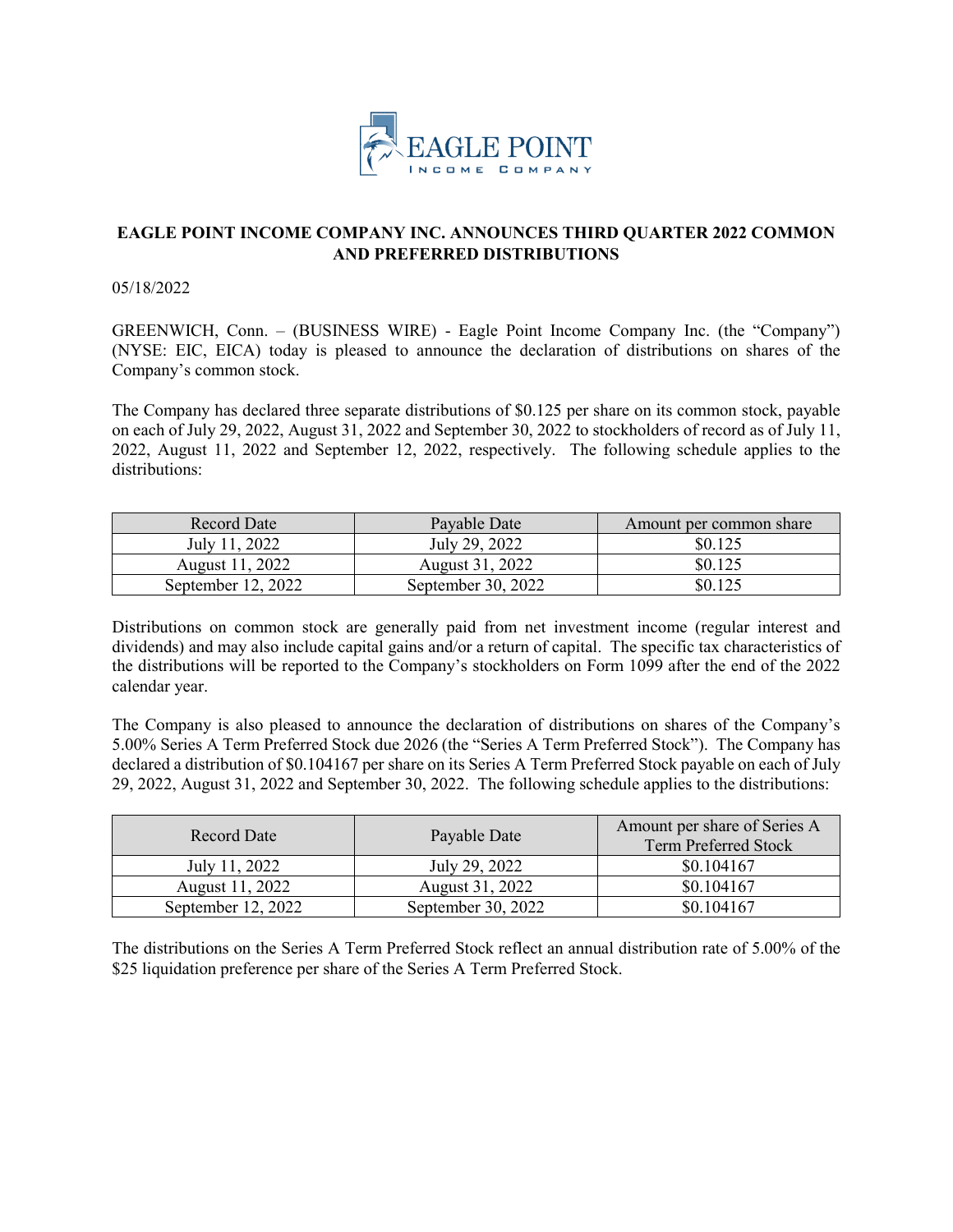# EAGLE POINT INCOME COMPANY INC. ANNOUNCES THIRD QUARTER 2022 COMMON AND PREFERRED DISTRIBUTIONS

05/18/2022

GREENWICH, Conn. – (BUSINESS WIRE) - Eagle Point Income Company Inc. (the "Company") (NYSE: EIC, EICA) today is pleased to announce the declaration of distributions on shares of the Company's common stock.

The Company has declared three separate distributions of $0.125 per share on its common stock, payable on each of July 29, 2022, August 31, 2022 and September 30, 2022 to stockholders of record as of July 11, 2022, August 11, 2022 and September 12, 2022, respectively. The following schedule applies to the distributions:

| Record Date | Payable Date | Amount per common share |
|---|---|---|
| July 11, 2022 | July 29, 2022 | $0.125 |
| August 11, 2022 | August 31, 2022 | $0.125 |
| September 12, 2022 | September 30, 2022 | $0.125 |

Distributions on common stock are generally paid from net investment income (regular interest and dividends) and may also include capital gains and/or a return of capital. The specific tax characteristics of the distributions will be reported to the Company's stockholders on Form 1099 after the end of the 2022 calendar year.

The Company is also pleased to announce the declaration of distributions on shares of the Company's 5.00% Series A Term Preferred Stock due 2026 (the "Series A Term Preferred Stock"). The Company has declared a distribution of $0.104167 per share on its Series A Term Preferred Stock payable on each of July 29, 2022, August 31, 2022 and September 30, 2022. The following schedule applies to the distributions:

| Record Date | Payable Date | Amount per share of Series A Term Preferred Stock |
|---|---|---|
| July 11, 2022 | July 29, 2022 | $0.104167 |
| August 11, 2022 | August 31, 2022 | $0.104167 |
| September 12, 2022 | September 30, 2022 | $0.104167 |

The distributions on the Series A Term Preferred Stock reflect an annual distribution rate of 5.00% of the $25 liquidation preference per share of the Series A Term Preferred Stock.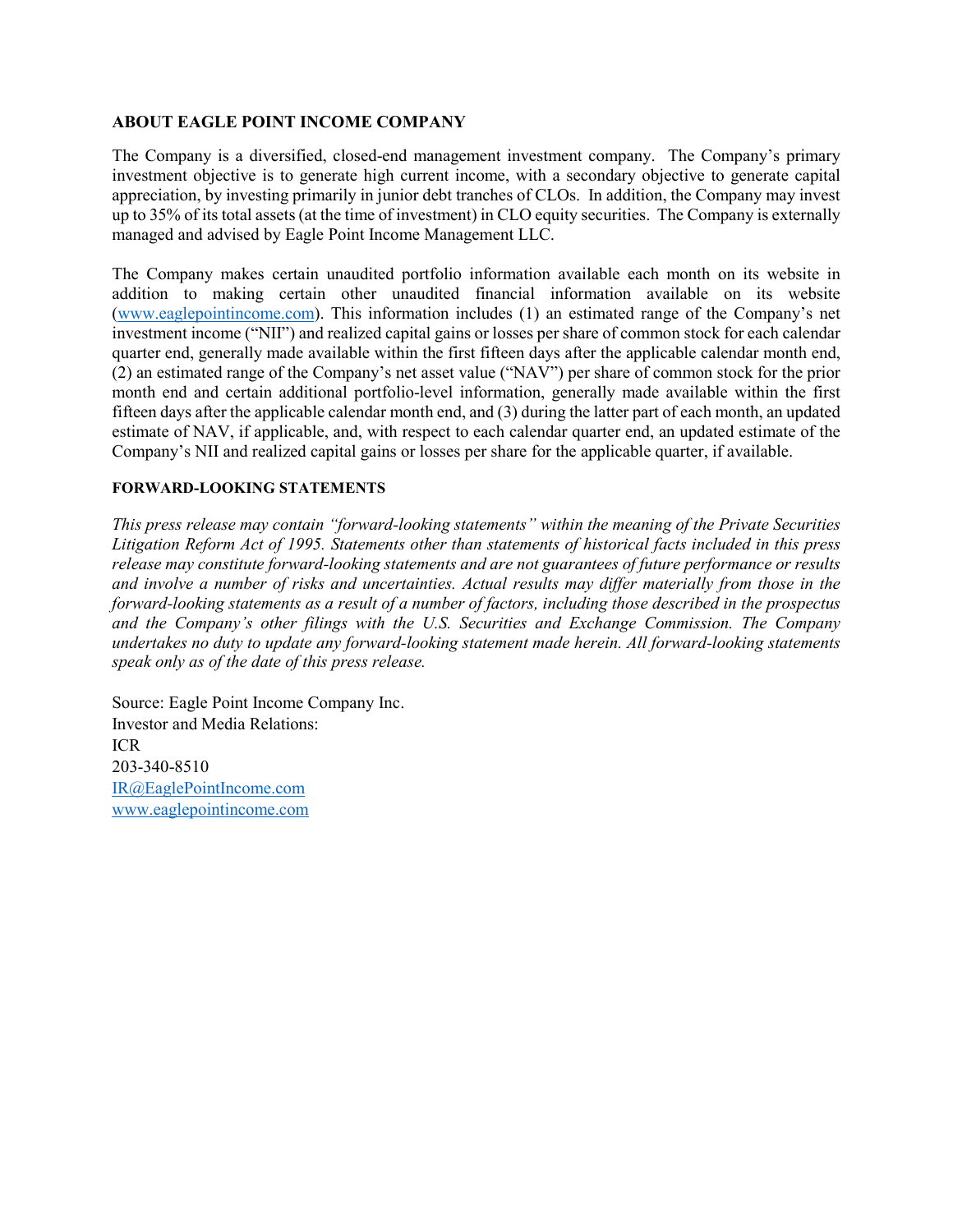## ABOUT EAGLE POINT INCOME COMPANY

The Company is a diversified, closed-end management investment company. The Company's primary investment objective is to generate high current income, with a secondary objective to generate capital appreciation, by investing primarily in junior debt tranches of CLOs. In addition, the Company may invest up to 35% of its total assets (at the time of investment) in CLO equity securities. The Company is externally managed and advised by Eagle Point Income Management LLC.

The Company makes certain unaudited portfolio information available each month on its website in addition to making certain other unaudited financial information available on its website ([www.eaglepointincome.com](http://www.eaglepointincome.com)). This information includes (1) an estimated range of the Company's net investment income ("NII") and realized capital gains or losses per share of common stock for each calendar quarter end, generally made available within the first fifteen days after the applicable calendar month end, (2) an estimated range of the Company's net asset value ("NAV") per share of common stock for the prior month end and certain additional portfolio-level information, generally made available within the first fifteen days after the applicable calendar month end, and (3) during the latter part of each month, an updated estimate of NAV, if applicable, and, with respect to each calendar quarter end, an updated estimate of the Company's NII and realized capital gains or losses per share for the applicable quarter, if available.

### FORWARD-LOOKING STATEMENTS

*This press release may contain "forward-looking statements" within the meaning of the Private Securities Litigation Reform Act of 1995. Statements other than statements of historical facts included in this press release may constitute forward-looking statements and are not guarantees of future performance or results and involve a number of risks and uncertainties. Actual results may differ materially from those in the forward-looking statements as a result of a number of factors, including those described in the prospectus and the Company's other filings with the U.S. Securities and Exchange Commission. The Company undertakes no duty to update any forward-looking statement made herein. All forward-looking statements speak only as of the date of this press release.*

Source: Eagle Point Income Company Inc.
Investor and Media Relations:
ICR
203-340-8510
[IR@EaglePointIncome.com](mailto:IR@EaglePointIncome.com)
[www.eaglepointincome.com](http://www.eaglepointincome.com)